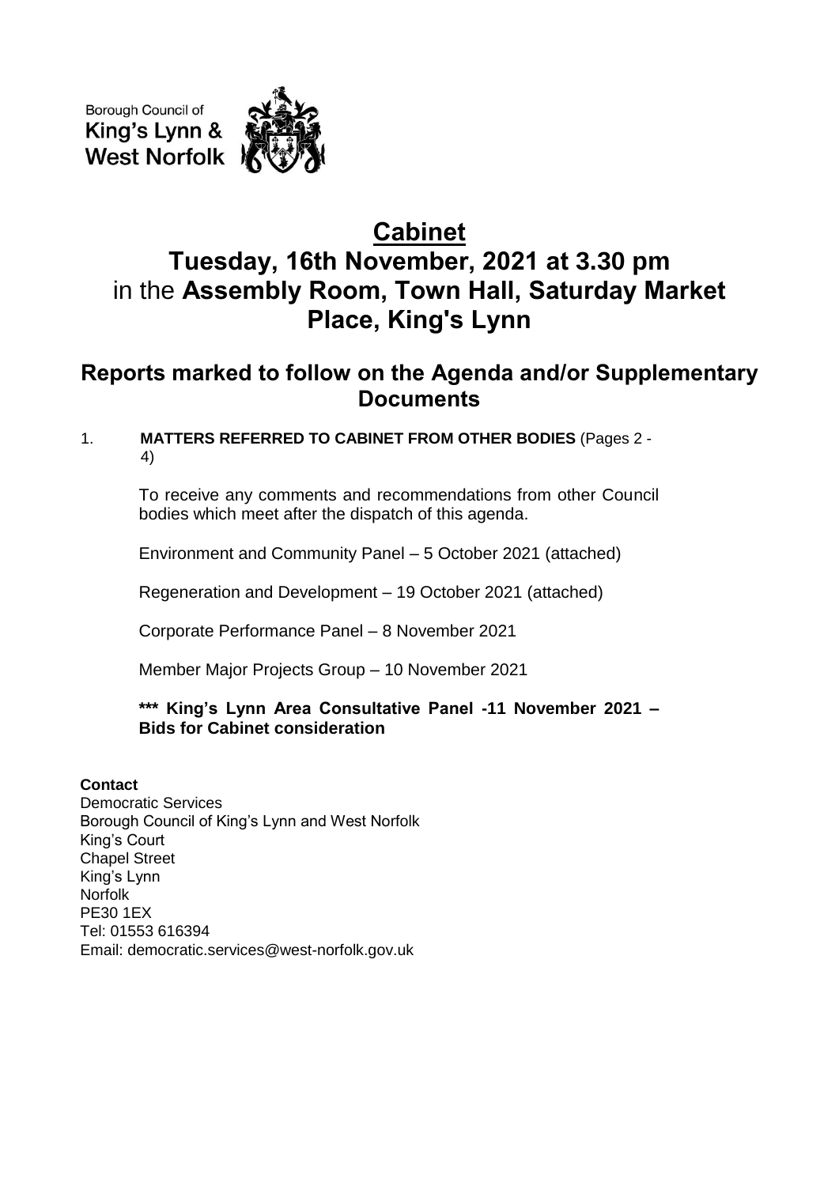Borough Council of
King's Lynn &
West Norfolk

# Cabinet

# Tuesday, 16th November, 2021 at 3.30 pm
in the **Assembly Room, Town Hall, Saturday Market Place, King's Lynn**

## Reports marked to follow on the Agenda and/or Supplementary Documents

1. **MATTERS REFERRED TO CABINET FROM OTHER BODIES** (Pages 2 - 4)

   To receive any comments and recommendations from other Council bodies which meet after the dispatch of this agenda.

   Environment and Community Panel – 5 October 2021 (attached)

   Regeneration and Development – 19 October 2021 (attached)

   Corporate Performance Panel – 8 November 2021

   Member Major Projects Group – 10 November 2021

   **\*\*\* King's Lynn Area Consultative Panel -11 November 2021 – Bids for Cabinet consideration**

**Contact**
Democratic Services
Borough Council of King's Lynn and West Norfolk
King's Court
Chapel Street
King's Lynn
Norfolk
PE30 1EX
Tel: 01553 616394
Email: democratic.services@west-norfolk.gov.uk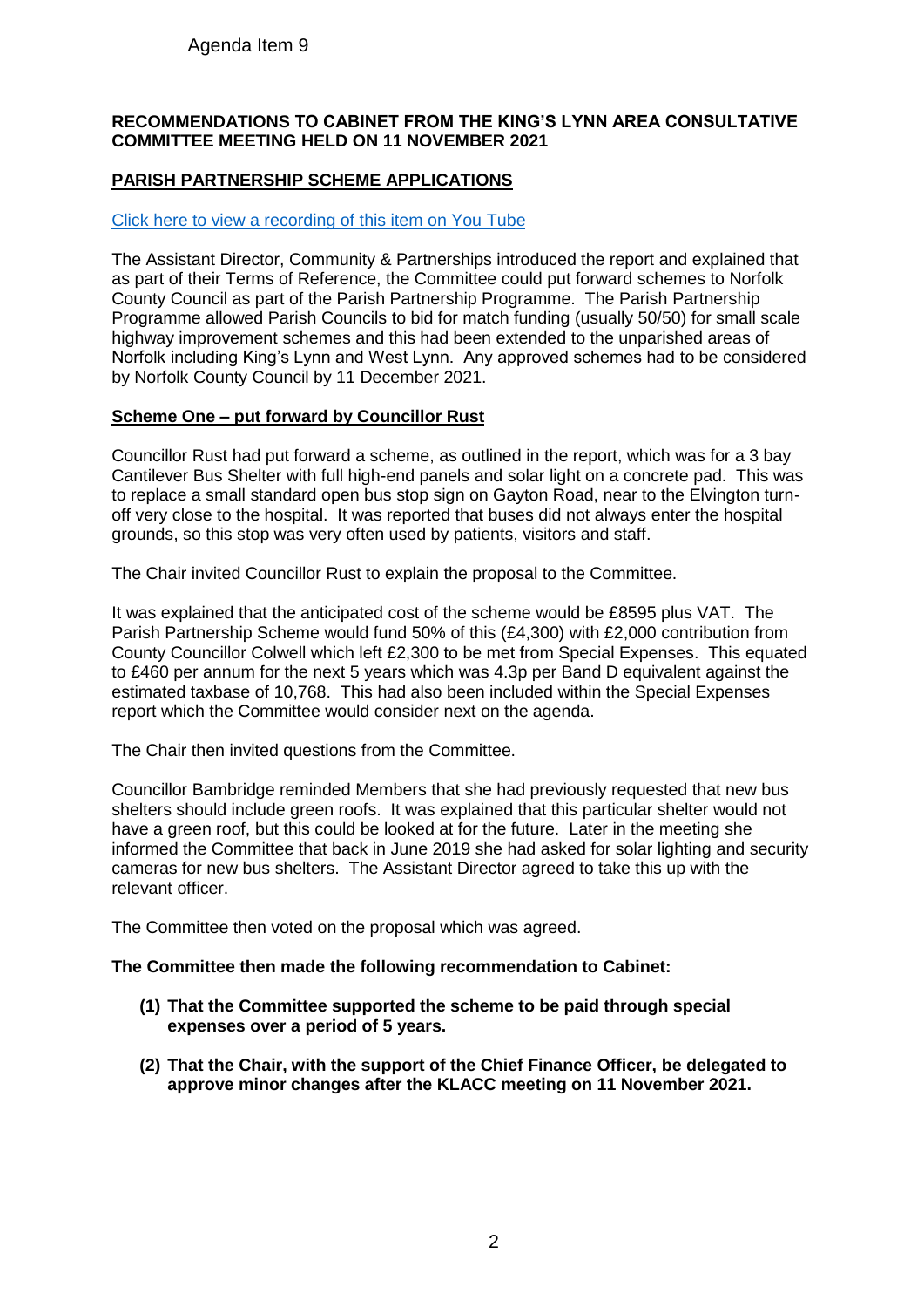Agenda Item 9

**RECOMMENDATIONS TO CABINET FROM THE KING'S LYNN AREA CONSULTATIVE COMMITTEE MEETING HELD ON 11 NOVEMBER 2021**

**PARISH PARTNERSHIP SCHEME APPLICATIONS**

[Click here to view a recording of this item on You Tube]

The Assistant Director, Community & Partnerships introduced the report and explained that as part of their Terms of Reference, the Committee could put forward schemes to Norfolk County Council as part of the Parish Partnership Programme. The Parish Partnership Programme allowed Parish Councils to bid for match funding (usually 50/50) for small scale highway improvement schemes and this had been extended to the unparished areas of Norfolk including King's Lynn and West Lynn. Any approved schemes had to be considered by Norfolk County Council by 11 December 2021.

**Scheme One – put forward by Councillor Rust**

Councillor Rust had put forward a scheme, as outlined in the report, which was for a 3 bay Cantilever Bus Shelter with full high-end panels and solar light on a concrete pad. This was to replace a small standard open bus stop sign on Gayton Road, near to the Elvington turn-off very close to the hospital. It was reported that buses did not always enter the hospital grounds, so this stop was very often used by patients, visitors and staff.

The Chair invited Councillor Rust to explain the proposal to the Committee.

It was explained that the anticipated cost of the scheme would be £8595 plus VAT. The Parish Partnership Scheme would fund 50% of this (£4,300) with £2,000 contribution from County Councillor Colwell which left £2,300 to be met from Special Expenses. This equated to £460 per annum for the next 5 years which was 4.3p per Band D equivalent against the estimated taxbase of 10,768. This had also been included within the Special Expenses report which the Committee would consider next on the agenda.

The Chair then invited questions from the Committee.

Councillor Bambridge reminded Members that she had previously requested that new bus shelters should include green roofs. It was explained that this particular shelter would not have a green roof, but this could be looked at for the future. Later in the meeting she informed the Committee that back in June 2019 she had asked for solar lighting and security cameras for new bus shelters. The Assistant Director agreed to take this up with the relevant officer.

The Committee then voted on the proposal which was agreed.

**The Committee then made the following recommendation to Cabinet:**

1. **That the Committee supported the scheme to be paid through special expenses over a period of 5 years.**
2. **That the Chair, with the support of the Chief Finance Officer, be delegated to approve minor changes after the KLACC meeting on 11 November 2021.**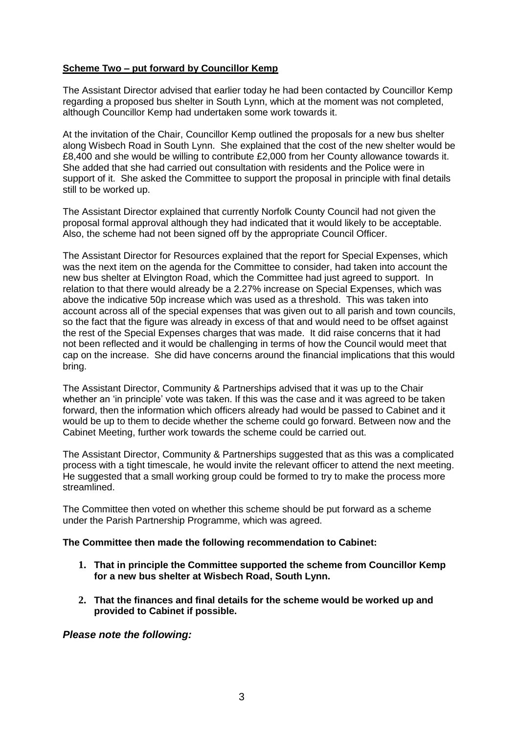**Scheme Two – put forward by Councillor Kemp**

The Assistant Director advised that earlier today he had been contacted by Councillor Kemp regarding a proposed bus shelter in South Lynn, which at the moment was not completed, although Councillor Kemp had undertaken some work towards it.

At the invitation of the Chair, Councillor Kemp outlined the proposals for a new bus shelter along Wisbech Road in South Lynn. She explained that the cost of the new shelter would be £8,400 and she would be willing to contribute £2,000 from her County allowance towards it. She added that she had carried out consultation with residents and the Police were in support of it. She asked the Committee to support the proposal in principle with final details still to be worked up.

The Assistant Director explained that currently Norfolk County Council had not given the proposal formal approval although they had indicated that it would likely to be acceptable. Also, the scheme had not been signed off by the appropriate Council Officer.

The Assistant Director for Resources explained that the report for Special Expenses, which was the next item on the agenda for the Committee to consider, had taken into account the new bus shelter at Elvington Road, which the Committee had just agreed to support. In relation to that there would already be a 2.27% increase on Special Expenses, which was above the indicative 50p increase which was used as a threshold. This was taken into account across all of the special expenses that was given out to all parish and town councils, so the fact that the figure was already in excess of that and would need to be offset against the rest of the Special Expenses charges that was made. It did raise concerns that it had not been reflected and it would be challenging in terms of how the Council would meet that cap on the increase. She did have concerns around the financial implications that this would bring.

The Assistant Director, Community & Partnerships advised that it was up to the Chair whether an 'in principle' vote was taken. If this was the case and it was agreed to be taken forward, then the information which officers already had would be passed to Cabinet and it would be up to them to decide whether the scheme could go forward. Between now and the Cabinet Meeting, further work towards the scheme could be carried out.

The Assistant Director, Community & Partnerships suggested that as this was a complicated process with a tight timescale, he would invite the relevant officer to attend the next meeting. He suggested that a small working group could be formed to try to make the process more streamlined.

The Committee then voted on whether this scheme should be put forward as a scheme under the Parish Partnership Programme, which was agreed.

**The Committee then made the following recommendation to Cabinet:**

1. **That in principle the Committee supported the scheme from Councillor Kemp for a new bus shelter at Wisbech Road, South Lynn.**

2. **That the finances and final details for the scheme would be worked up and provided to Cabinet if possible.**

***Please note the following:***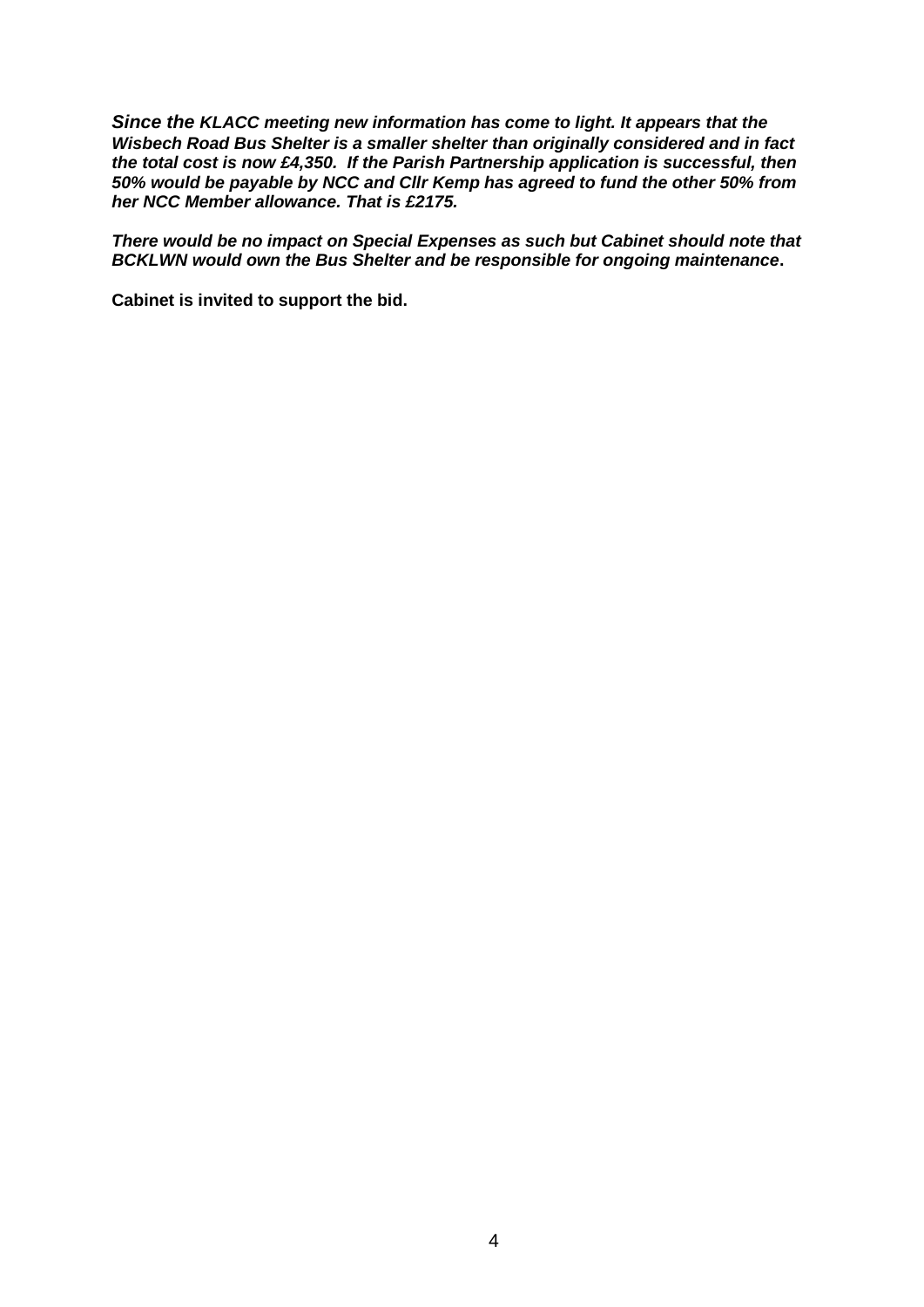***Since the KLACC meeting new information has come to light. It appears that the Wisbech Road Bus Shelter is a smaller shelter than originally considered and in fact the total cost is now £4,350. If the Parish Partnership application is successful, then 50% would be payable by NCC and Cllr Kemp has agreed to fund the other 50% from her NCC Member allowance. That is £2175.***

***There would be no impact on Special Expenses as such but Cabinet should note that BCKLWN would own the Bus Shelter and be responsible for ongoing maintenance*.**

**Cabinet is invited to support the bid.**